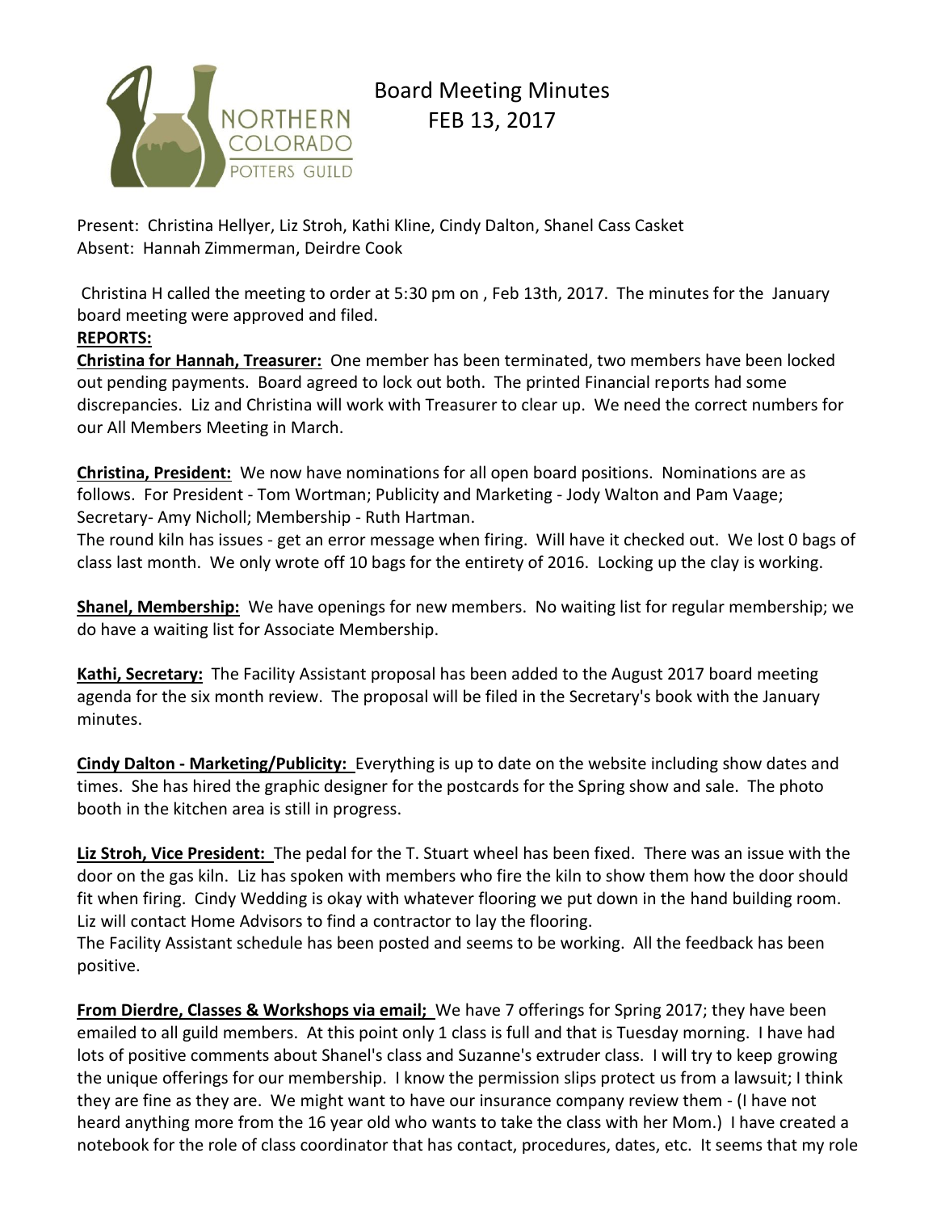# Board Meeting Minutes
FEB 13, 2017

Present: Christina Hellyer, Liz Stroh, Kathi Kline, Cindy Dalton, Shanel Cass Casket
Absent: Hannah Zimmerman, Deirdre Cook

Christina H called the meeting to order at 5:30 pm on , Feb 13th, 2017. The minutes for the January board meeting were approved and filed.

**REPORTS:**

**Christina for Hannah, Treasurer:** One member has been terminated, two members have been locked out pending payments. Board agreed to lock out both. The printed Financial reports had some discrepancies. Liz and Christina will work with Treasurer to clear up. We need the correct numbers for our All Members Meeting in March.

**Christina, President:** We now have nominations for all open board positions. Nominations are as follows. For President - Tom Wortman; Publicity and Marketing - Jody Walton and Pam Vaage; Secretary- Amy Nicholl; Membership - Ruth Hartman.
The round kiln has issues - get an error message when firing. Will have it checked out. We lost 0 bags of class last month. We only wrote off 10 bags for the entirety of 2016. Locking up the clay is working.

**Shanel, Membership:** We have openings for new members. No waiting list for regular membership; we do have a waiting list for Associate Membership.

**Kathi, Secretary:** The Facility Assistant proposal has been added to the August 2017 board meeting agenda for the six month review. The proposal will be filed in the Secretary's book with the January minutes.

**Cindy Dalton - Marketing/Publicity:** Everything is up to date on the website including show dates and times. She has hired the graphic designer for the postcards for the Spring show and sale. The photo booth in the kitchen area is still in progress.

**Liz Stroh, Vice President:** The pedal for the T. Stuart wheel has been fixed. There was an issue with the door on the gas kiln. Liz has spoken with members who fire the kiln to show them how the door should fit when firing. Cindy Wedding is okay with whatever flooring we put down in the hand building room. Liz will contact Home Advisors to find a contractor to lay the flooring.
The Facility Assistant schedule has been posted and seems to be working. All the feedback has been positive.

**From Dierdre, Classes & Workshops via email;** We have 7 offerings for Spring 2017; they have been emailed to all guild members. At this point only 1 class is full and that is Tuesday morning. I have had lots of positive comments about Shanel's class and Suzanne's extruder class. I will try to keep growing the unique offerings for our membership. I know the permission slips protect us from a lawsuit; I think they are fine as they are. We might want to have our insurance company review them - (I have not heard anything more from the 16 year old who wants to take the class with her Mom.) I have created a notebook for the role of class coordinator that has contact, procedures, dates, etc. It seems that my role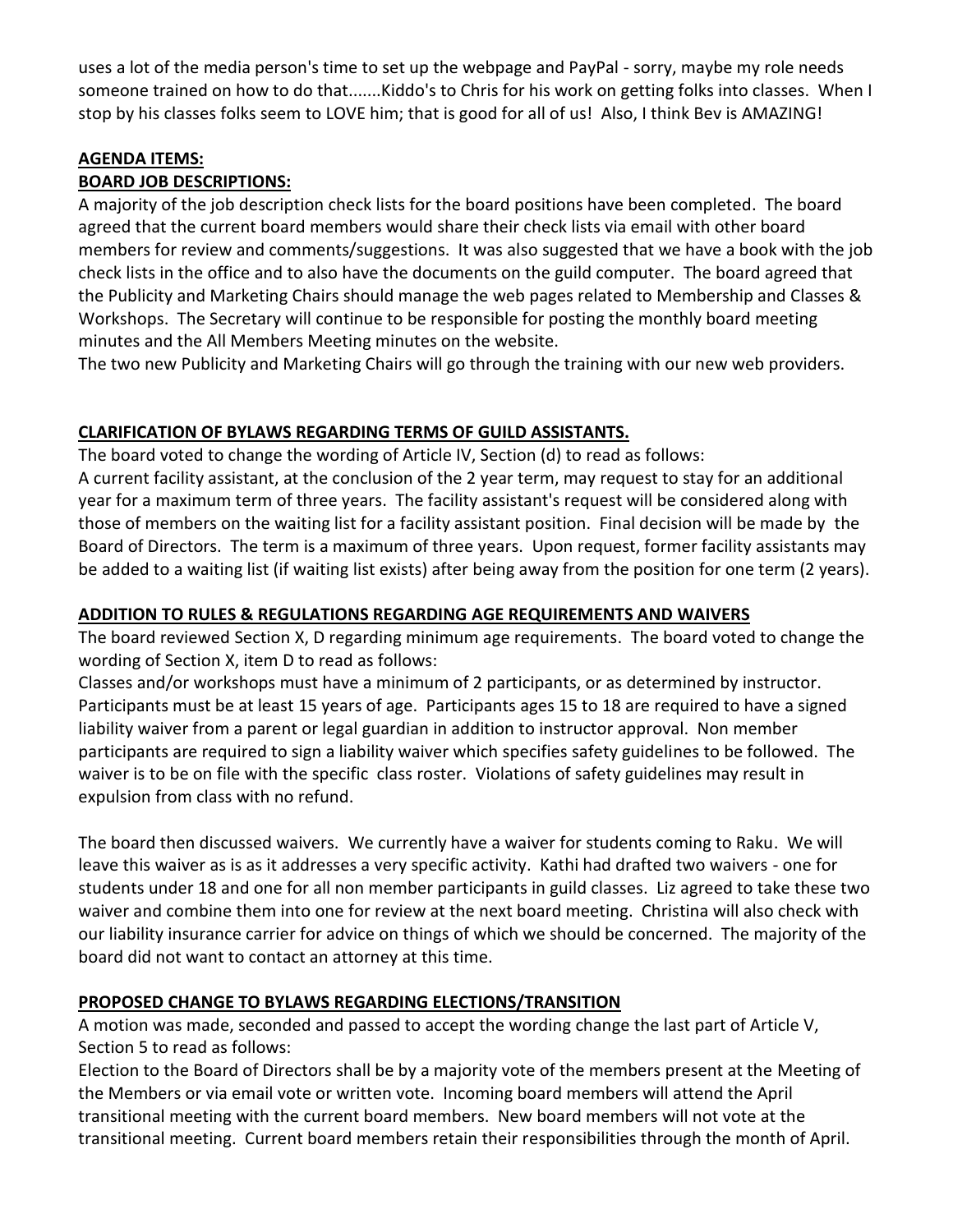uses a lot of the media person's time to set up the webpage and PayPal - sorry, maybe my role needs someone trained on how to do that.......Kiddo's to Chris for his work on getting folks into classes. When I stop by his classes folks seem to LOVE him; that is good for all of us! Also, I think Bev is AMAZING!

**AGENDA ITEMS:**

**BOARD JOB DESCRIPTIONS:**

A majority of the job description check lists for the board positions have been completed. The board agreed that the current board members would share their check lists via email with other board members for review and comments/suggestions. It was also suggested that we have a book with the job check lists in the office and to also have the documents on the guild computer. The board agreed that the Publicity and Marketing Chairs should manage the web pages related to Membership and Classes & Workshops. The Secretary will continue to be responsible for posting the monthly board meeting minutes and the All Members Meeting minutes on the website.

The two new Publicity and Marketing Chairs will go through the training with our new web providers.

**CLARIFICATION OF BYLAWS REGARDING TERMS OF GUILD ASSISTANTS.**

The board voted to change the wording of Article IV, Section (d) to read as follows:

A current facility assistant, at the conclusion of the 2 year term, may request to stay for an additional year for a maximum term of three years. The facility assistant's request will be considered along with those of members on the waiting list for a facility assistant position. Final decision will be made by the Board of Directors. The term is a maximum of three years. Upon request, former facility assistants may be added to a waiting list (if waiting list exists) after being away from the position for one term (2 years).

**ADDITION TO RULES & REGULATIONS REGARDING AGE REQUIREMENTS AND WAIVERS**

The board reviewed Section X, D regarding minimum age requirements. The board voted to change the wording of Section X, item D to read as follows:

Classes and/or workshops must have a minimum of 2 participants, or as determined by instructor. Participants must be at least 15 years of age. Participants ages 15 to 18 are required to have a signed liability waiver from a parent or legal guardian in addition to instructor approval. Non member participants are required to sign a liability waiver which specifies safety guidelines to be followed. The waiver is to be on file with the specific class roster. Violations of safety guidelines may result in expulsion from class with no refund.

The board then discussed waivers. We currently have a waiver for students coming to Raku. We will leave this waiver as is as it addresses a very specific activity. Kathi had drafted two waivers - one for students under 18 and one for all non member participants in guild classes. Liz agreed to take these two waiver and combine them into one for review at the next board meeting. Christina will also check with our liability insurance carrier for advice on things of which we should be concerned. The majority of the board did not want to contact an attorney at this time.

**PROPOSED CHANGE TO BYLAWS REGARDING ELECTIONS/TRANSITION**

A motion was made, seconded and passed to accept the wording change the last part of Article V, Section 5 to read as follows:

Election to the Board of Directors shall be by a majority vote of the members present at the Meeting of the Members or via email vote or written vote. Incoming board members will attend the April transitional meeting with the current board members. New board members will not vote at the transitional meeting. Current board members retain their responsibilities through the month of April.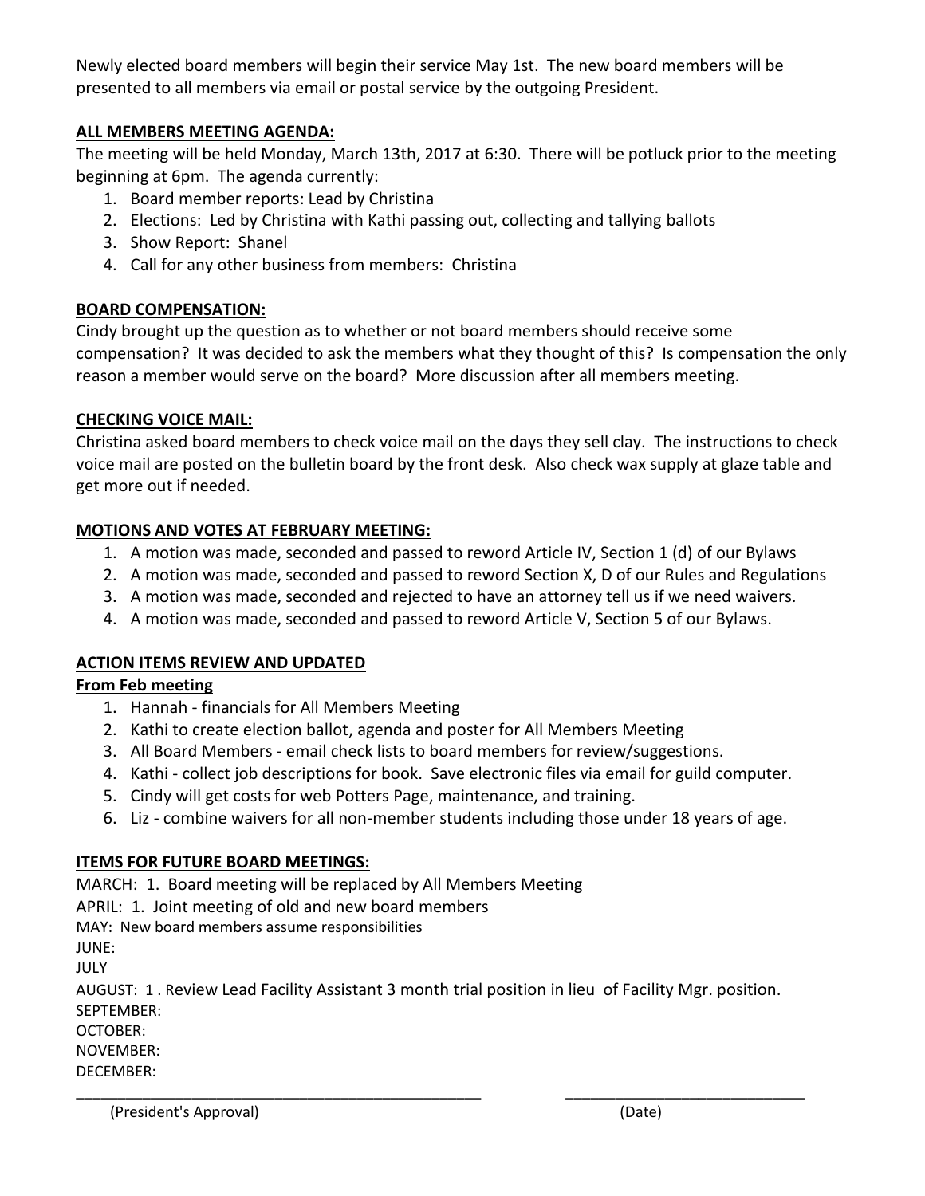Newly elected board members will begin their service May 1st. The new board members will be presented to all members via email or postal service by the outgoing President.

**ALL MEMBERS MEETING AGENDA:**

The meeting will be held Monday, March 13th, 2017 at 6:30. There will be potluck prior to the meeting beginning at 6pm. The agenda currently:

1. Board member reports: Lead by Christina
2. Elections: Led by Christina with Kathi passing out, collecting and tallying ballots
3. Show Report: Shanel
4. Call for any other business from members: Christina

**BOARD COMPENSATION:**

Cindy brought up the question as to whether or not board members should receive some compensation? It was decided to ask the members what they thought of this? Is compensation the only reason a member would serve on the board? More discussion after all members meeting.

**CHECKING VOICE MAIL:**

Christina asked board members to check voice mail on the days they sell clay. The instructions to check voice mail are posted on the bulletin board by the front desk. Also check wax supply at glaze table and get more out if needed.

**MOTIONS AND VOTES AT FEBRUARY MEETING:**

1. A motion was made, seconded and passed to reword Article IV, Section 1 (d) of our Bylaws
2. A motion was made, seconded and passed to reword Section X, D of our Rules and Regulations
3. A motion was made, seconded and rejected to have an attorney tell us if we need waivers.
4. A motion was made, seconded and passed to reword Article V, Section 5 of our Bylaws.

**ACTION ITEMS REVIEW AND UPDATED**

**From Feb meeting**

1. Hannah - financials for All Members Meeting
2. Kathi to create election ballot, agenda and poster for All Members Meeting
3. All Board Members - email check lists to board members for review/suggestions.
4. Kathi - collect job descriptions for book. Save electronic files via email for guild computer.
5. Cindy will get costs for web Potters Page, maintenance, and training.
6. Liz - combine waivers for all non-member students including those under 18 years of age.

**ITEMS FOR FUTURE BOARD MEETINGS:**

MARCH: 1. Board meeting will be replaced by All Members Meeting
APRIL: 1. Joint meeting of old and new board members
MAY: New board members assume responsibilities
JUNE:
JULY
AUGUST: 1 . Review Lead Facility Assistant 3 month trial position in lieu of Facility Mgr. position.
SEPTEMBER:
OCTOBER:
NOVEMBER:
DECEMBER:

\_\_\_\_\_\_\_\_\_\_\_\_\_\_\_\_\_\_\_\_\_\_\_\_\_\_\_\_\_\_\_\_\_\_\_\_\_\_\_\_ \_\_\_\_\_\_\_\_\_\_\_\_\_\_\_\_\_\_\_\_\_\_\_\_\_\_\_\_

(President's Approval) (Date)